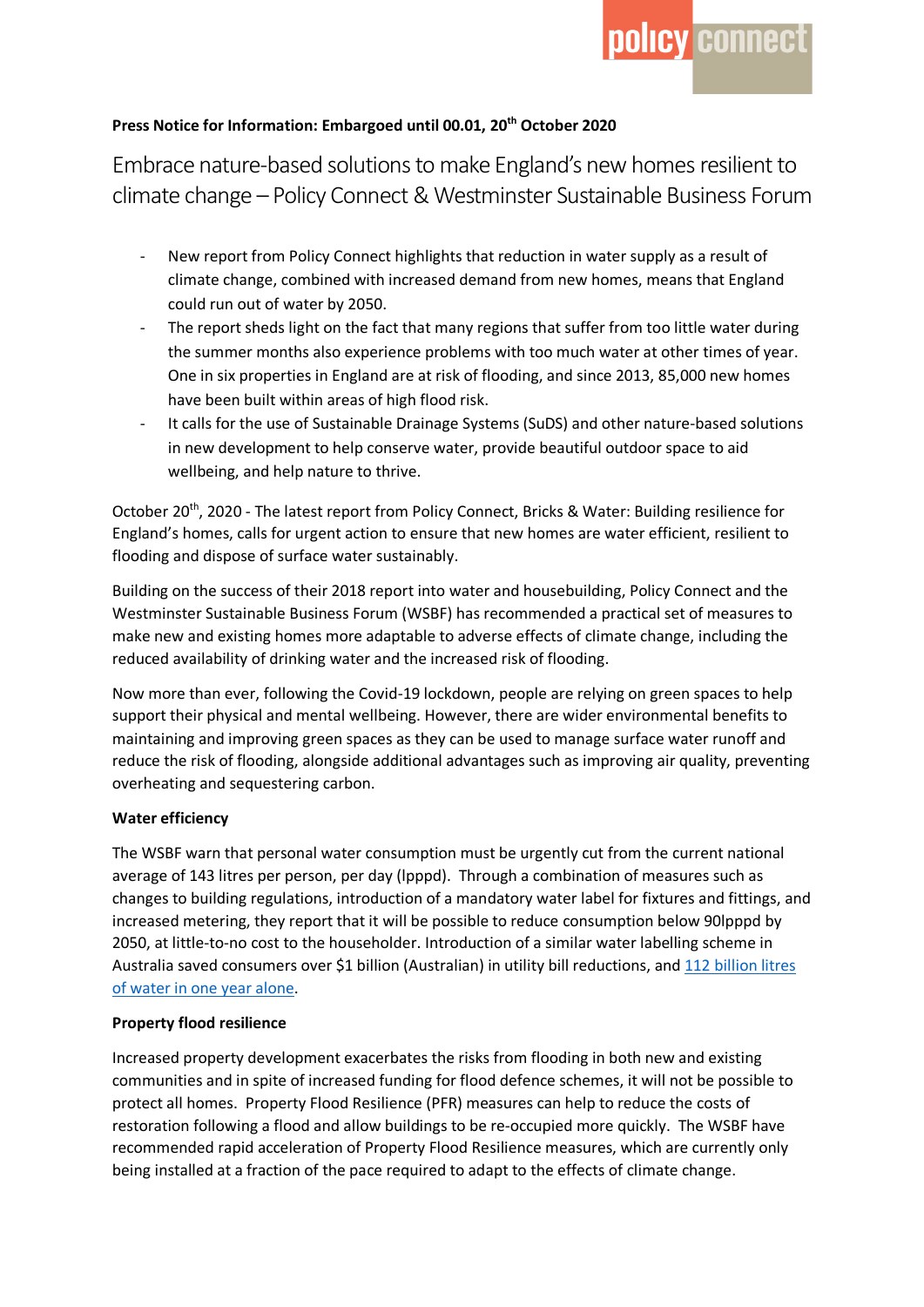**Press Notice for Information: Embargoed until 00.01, 20th October 2020**

# Embrace nature-based solutions to make England's new homes resilient to climate change – Policy Connect & Westminster Sustainable Business Forum

- New report from Policy Connect highlights that reduction in water supply as a result of climate change, combined with increased demand from new homes, means that England could run out of water by 2050.
- The report sheds light on the fact that many regions that suffer from too little water during the summer months also experience problems with too much water at other times of year. One in six properties in England are at risk of flooding, and since 2013, 85,000 new homes have been built within areas of high flood risk.
- It calls for the use of Sustainable Drainage Systems (SuDS) and other nature-based solutions in new development to help conserve water, provide beautiful outdoor space to aid wellbeing, and help nature to thrive.

October 20th, 2020 - The latest report from Policy Connect, Bricks & Water: Building resilience for England's homes, calls for urgent action to ensure that new homes are water efficient, resilient to flooding and dispose of surface water sustainably.

Building on the success of their 2018 report into water and housebuilding, Policy Connect and the Westminster Sustainable Business Forum (WSBF) has recommended a practical set of measures to make new and existing homes more adaptable to adverse effects of climate change, including the reduced availability of drinking water and the increased risk of flooding.

Now more than ever, following the Covid-19 lockdown, people are relying on green spaces to help support their physical and mental wellbeing. However, there are wider environmental benefits to maintaining and improving green spaces as they can be used to manage surface water runoff and reduce the risk of flooding, alongside additional advantages such as improving air quality, preventing overheating and sequestering carbon.

**Water efficiency**

The WSBF warn that personal water consumption must be urgently cut from the current national average of 143 litres per person, per day (lpppd). Through a combination of measures such as changes to building regulations, introduction of a mandatory water label for fixtures and fittings, and increased metering, they report that it will be possible to reduce consumption below 90lpppd by 2050, at little-to-no cost to the householder. Introduction of a similar water labelling scheme in Australia saved consumers over $1 billion (Australian) in utility bill reductions, and 112 billion litres of water in one year alone.

**Property flood resilience**

Increased property development exacerbates the risks from flooding in both new and existing communities and in spite of increased funding for flood defence schemes, it will not be possible to protect all homes. Property Flood Resilience (PFR) measures can help to reduce the costs of restoration following a flood and allow buildings to be re-occupied more quickly. The WSBF have recommended rapid acceleration of Property Flood Resilience measures, which are currently only being installed at a fraction of the pace required to adapt to the effects of climate change.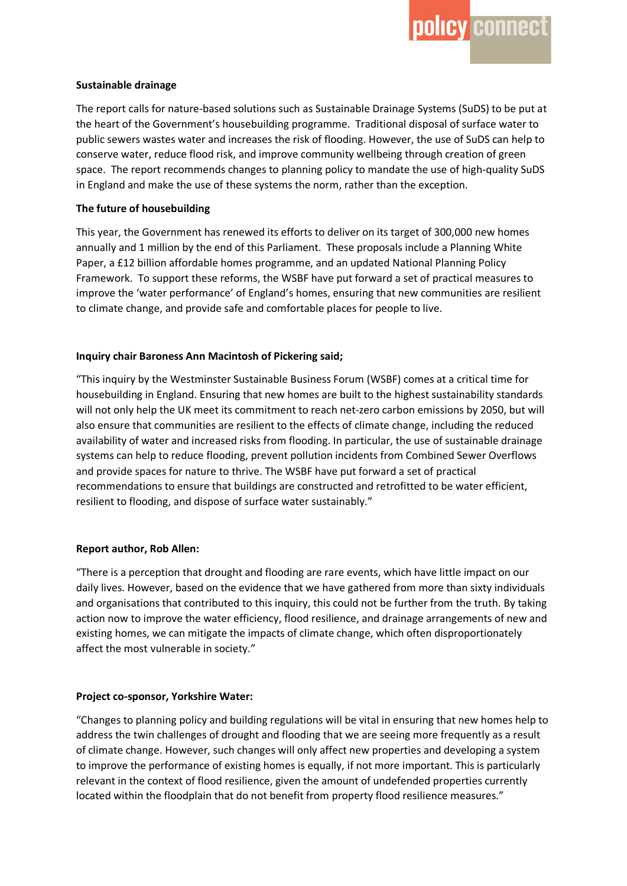**Sustainable drainage**

The report calls for nature-based solutions such as Sustainable Drainage Systems (SuDS) to be put at the heart of the Government's housebuilding programme. Traditional disposal of surface water to public sewers wastes water and increases the risk of flooding. However, the use of SuDS can help to conserve water, reduce flood risk, and improve community wellbeing through creation of green space. The report recommends changes to planning policy to mandate the use of high-quality SuDS in England and make the use of these systems the norm, rather than the exception.

**The future of housebuilding**

This year, the Government has renewed its efforts to deliver on its target of 300,000 new homes annually and 1 million by the end of this Parliament. These proposals include a Planning White Paper, a £12 billion affordable homes programme, and an updated National Planning Policy Framework. To support these reforms, the WSBF have put forward a set of practical measures to improve the 'water performance' of England's homes, ensuring that new communities are resilient to climate change, and provide safe and comfortable places for people to live.

**Inquiry chair Baroness Ann Macintosh of Pickering said;**

"This inquiry by the Westminster Sustainable Business Forum (WSBF) comes at a critical time for housebuilding in England. Ensuring that new homes are built to the highest sustainability standards will not only help the UK meet its commitment to reach net-zero carbon emissions by 2050, but will also ensure that communities are resilient to the effects of climate change, including the reduced availability of water and increased risks from flooding. In particular, the use of sustainable drainage systems can help to reduce flooding, prevent pollution incidents from Combined Sewer Overflows and provide spaces for nature to thrive. The WSBF have put forward a set of practical recommendations to ensure that buildings are constructed and retrofitted to be water efficient, resilient to flooding, and dispose of surface water sustainably."

**Report author, Rob Allen:**

"There is a perception that drought and flooding are rare events, which have little impact on our daily lives. However, based on the evidence that we have gathered from more than sixty individuals and organisations that contributed to this inquiry, this could not be further from the truth. By taking action now to improve the water efficiency, flood resilience, and drainage arrangements of new and existing homes, we can mitigate the impacts of climate change, which often disproportionately affect the most vulnerable in society."

**Project co-sponsor, Yorkshire Water:**

"Changes to planning policy and building regulations will be vital in ensuring that new homes help to address the twin challenges of drought and flooding that we are seeing more frequently as a result of climate change. However, such changes will only affect new properties and developing a system to improve the performance of existing homes is equally, if not more important. This is particularly relevant in the context of flood resilience, given the amount of undefended properties currently located within the floodplain that do not benefit from property flood resilience measures."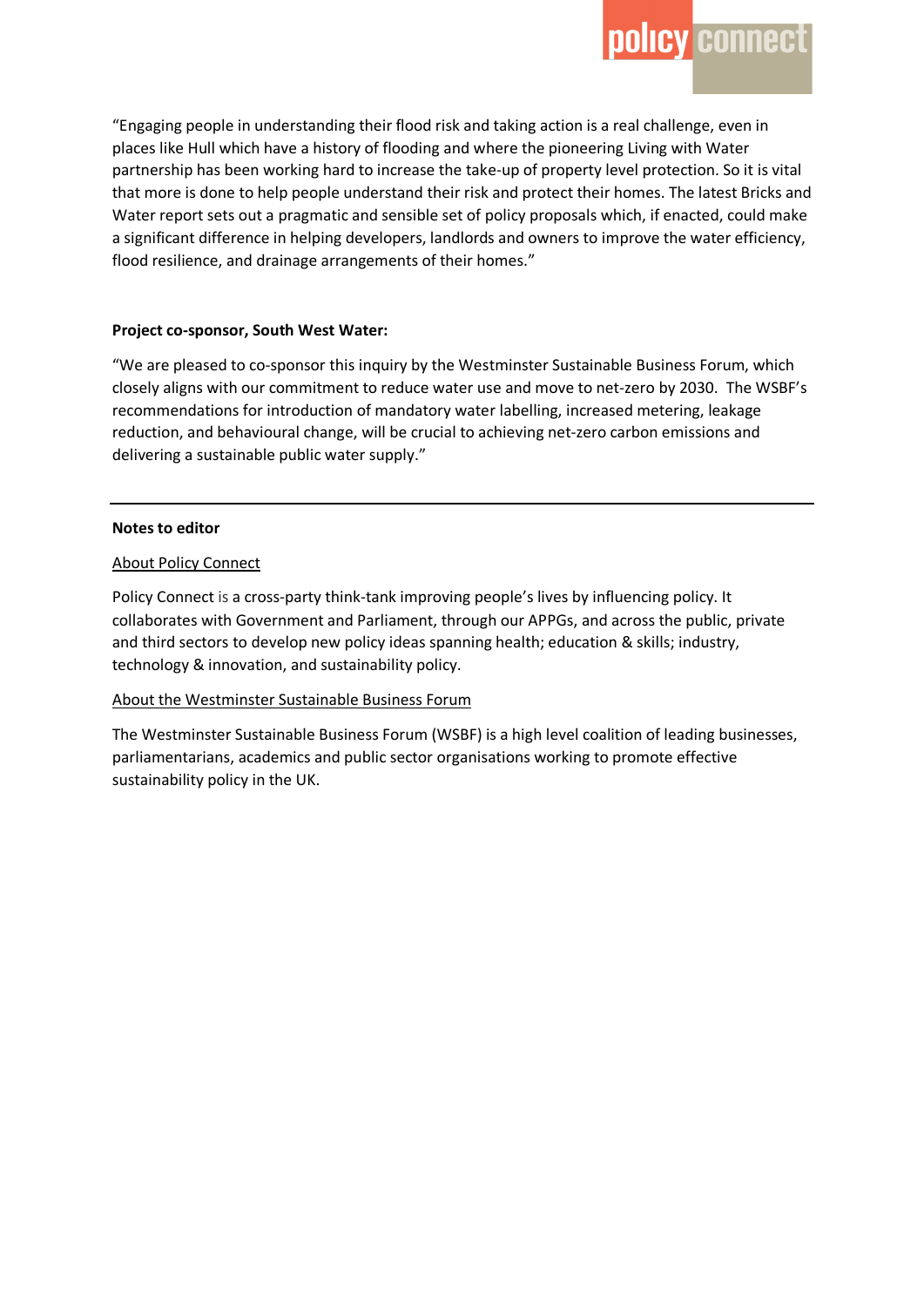"Engaging people in understanding their flood risk and taking action is a real challenge, even in places like Hull which have a history of flooding and where the pioneering Living with Water partnership has been working hard to increase the take-up of property level protection. So it is vital that more is done to help people understand their risk and protect their homes. The latest Bricks and Water report sets out a pragmatic and sensible set of policy proposals which, if enacted, could make a significant difference in helping developers, landlords and owners to improve the water efficiency, flood resilience, and drainage arrangements of their homes."

**Project co-sponsor, South West Water:**

"We are pleased to co-sponsor this inquiry by the Westminster Sustainable Business Forum, which closely aligns with our commitment to reduce water use and move to net-zero by 2030. The WSBF's recommendations for introduction of mandatory water labelling, increased metering, leakage reduction, and behavioural change, will be crucial to achieving net-zero carbon emissions and delivering a sustainable public water supply."

---

**Notes to editor**

About Policy Connect

Policy Connect is a cross-party think-tank improving people's lives by influencing policy. It collaborates with Government and Parliament, through our APPGs, and across the public, private and third sectors to develop new policy ideas spanning health; education & skills; industry, technology & innovation, and sustainability policy.

About the Westminster Sustainable Business Forum

The Westminster Sustainable Business Forum (WSBF) is a high level coalition of leading businesses, parliamentarians, academics and public sector organisations working to promote effective sustainability policy in the UK.